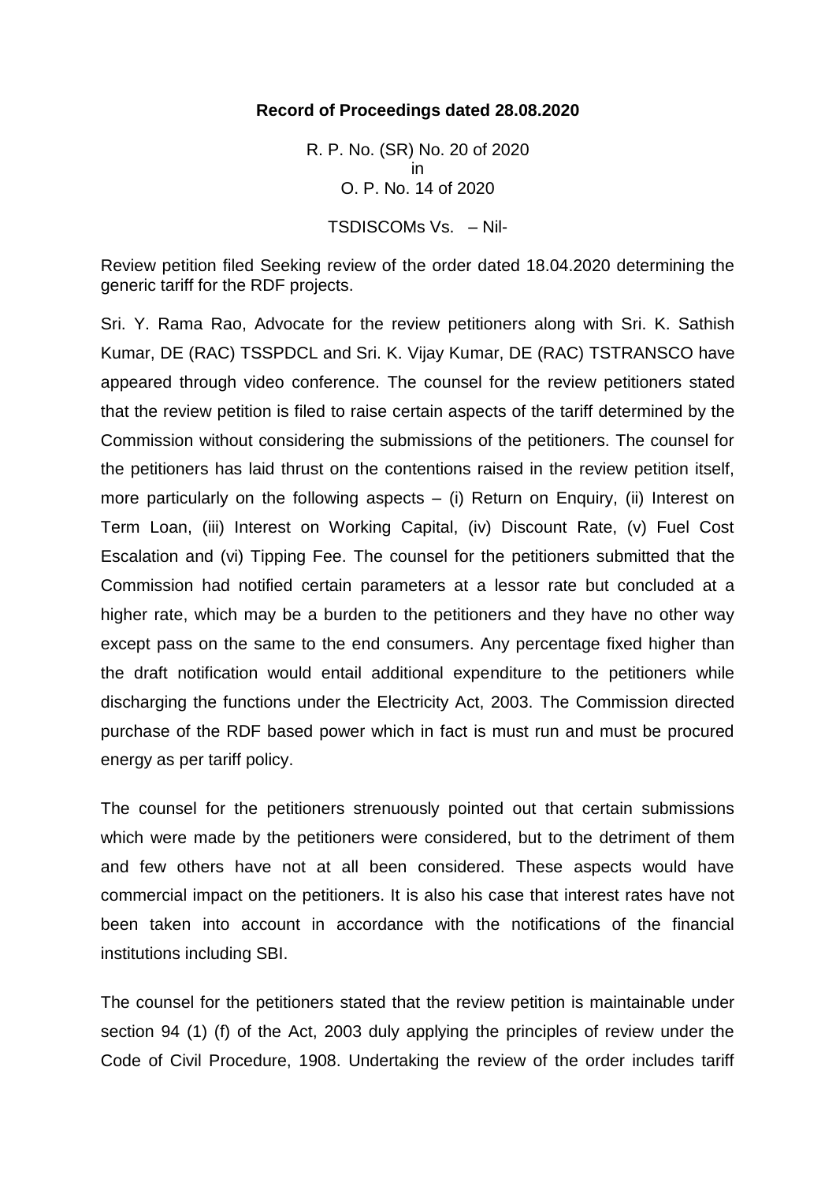**Record of Proceedings dated 28.08.2020**

R. P. No. (SR) No. 20 of 2020
in
O. P. No. 14 of 2020

TSDISCOMs Vs. – Nil-

Review petition filed Seeking review of the order dated 18.04.2020 determining the generic tariff for the RDF projects.

Sri. Y. Rama Rao, Advocate for the review petitioners along with Sri. K. Sathish Kumar, DE (RAC) TSSPDCL and Sri. K. Vijay Kumar, DE (RAC) TSTRANSCO have appeared through video conference. The counsel for the review petitioners stated that the review petition is filed to raise certain aspects of the tariff determined by the Commission without considering the submissions of the petitioners. The counsel for the petitioners has laid thrust on the contentions raised in the review petition itself, more particularly on the following aspects – (i) Return on Enquiry, (ii) Interest on Term Loan, (iii) Interest on Working Capital, (iv) Discount Rate, (v) Fuel Cost Escalation and (vi) Tipping Fee. The counsel for the petitioners submitted that the Commission had notified certain parameters at a lessor rate but concluded at a higher rate, which may be a burden to the petitioners and they have no other way except pass on the same to the end consumers. Any percentage fixed higher than the draft notification would entail additional expenditure to the petitioners while discharging the functions under the Electricity Act, 2003. The Commission directed purchase of the RDF based power which in fact is must run and must be procured energy as per tariff policy.

The counsel for the petitioners strenuously pointed out that certain submissions which were made by the petitioners were considered, but to the detriment of them and few others have not at all been considered. These aspects would have commercial impact on the petitioners. It is also his case that interest rates have not been taken into account in accordance with the notifications of the financial institutions including SBI.

The counsel for the petitioners stated that the review petition is maintainable under section 94 (1) (f) of the Act, 2003 duly applying the principles of review under the Code of Civil Procedure, 1908. Undertaking the review of the order includes tariff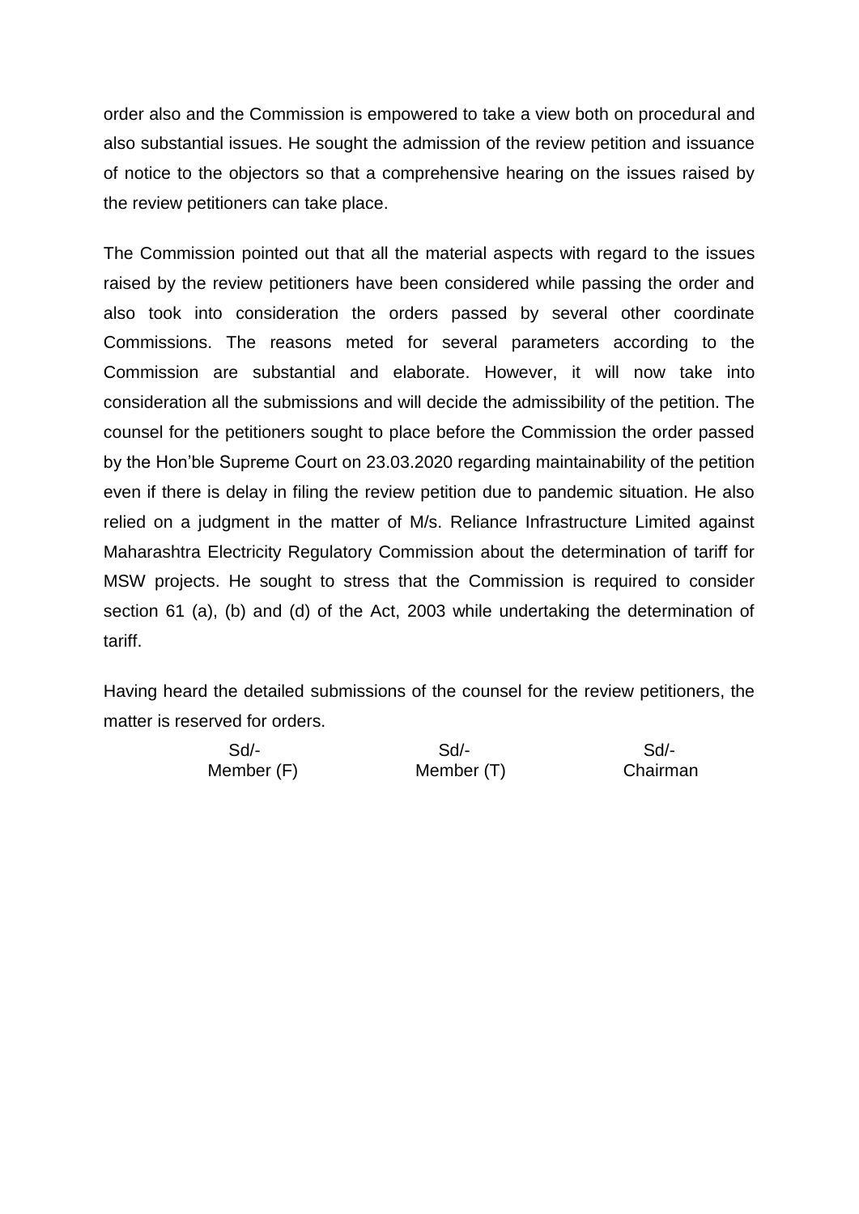order also and the Commission is empowered to take a view both on procedural and also substantial issues. He sought the admission of the review petition and issuance of notice to the objectors so that a comprehensive hearing on the issues raised by the review petitioners can take place.

The Commission pointed out that all the material aspects with regard to the issues raised by the review petitioners have been considered while passing the order and also took into consideration the orders passed by several other coordinate Commissions. The reasons meted for several parameters according to the Commission are substantial and elaborate. However, it will now take into consideration all the submissions and will decide the admissibility of the petition. The counsel for the petitioners sought to place before the Commission the order passed by the Hon'ble Supreme Court on 23.03.2020 regarding maintainability of the petition even if there is delay in filing the review petition due to pandemic situation. He also relied on a judgment in the matter of M/s. Reliance Infrastructure Limited against Maharashtra Electricity Regulatory Commission about the determination of tariff for MSW projects. He sought to stress that the Commission is required to consider section 61 (a), (b) and (d) of the Act, 2003 while undertaking the determination of tariff.

Having heard the detailed submissions of the counsel for the review petitioners, the matter is reserved for orders.

| | | |
|---|---|---|
| Sd/- | Sd/- | Sd/- |
| Member (F) | Member (T) | Chairman |